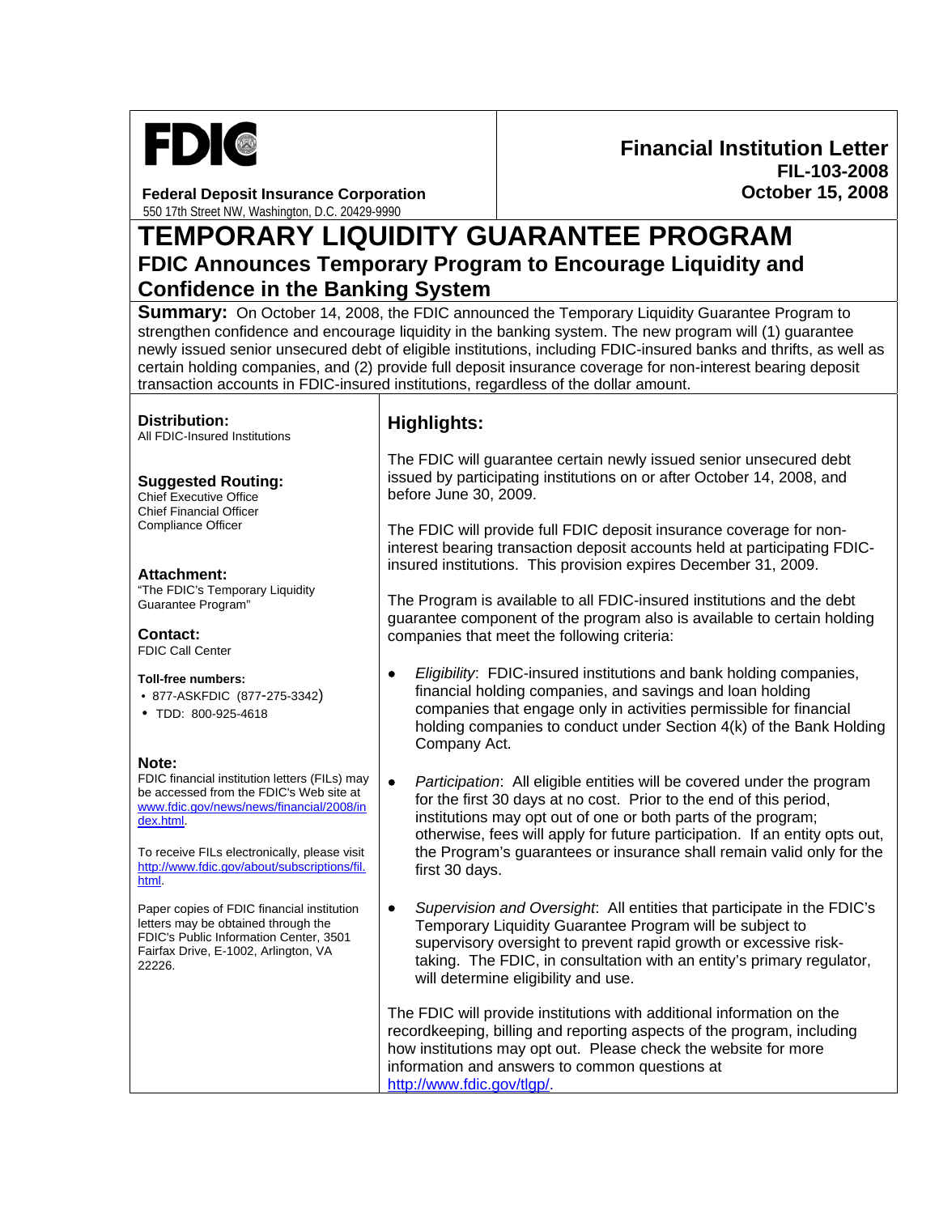**FDIC**

**Federal Deposit Insurance Corporation**
550 17th Street NW, Washington, D.C. 20429-9990

**Financial Institution Letter**
**FIL-103-2008**
**October 15, 2008**

# TEMPORARY LIQUIDITY GUARANTEE PROGRAM

## FDIC Announces Temporary Program to Encourage Liquidity and Confidence in the Banking System

**Summary:** On October 14, 2008, the FDIC announced the Temporary Liquidity Guarantee Program to strengthen confidence and encourage liquidity in the banking system. The new program will (1) guarantee newly issued senior unsecured debt of eligible institutions, including FDIC-insured banks and thrifts, as well as certain holding companies, and (2) provide full deposit insurance coverage for non-interest bearing deposit transaction accounts in FDIC-insured institutions, regardless of the dollar amount.

**Distribution:**
All FDIC-Insured Institutions

**Suggested Routing:**
Chief Executive Office
Chief Financial Officer
Compliance Officer

**Attachment:**
"The FDIC's Temporary Liquidity Guarantee Program"

**Contact:**
FDIC Call Center

**Toll-free numbers:**
- 877-ASKFDIC (877-275-3342)
- TDD: 800-925-4618

**Note:**
FDIC financial institution letters (FILs) may be accessed from the FDIC's Web site at www.fdic.gov/news/news/financial/2008/index.html.

To receive FILs electronically, please visit http://www.fdic.gov/about/subscriptions/fil.html.

Paper copies of FDIC financial institution letters may be obtained through the FDIC's Public Information Center, 3501 Fairfax Drive, E-1002, Arlington, VA 22226.

### Highlights:

The FDIC will guarantee certain newly issued senior unsecured debt issued by participating institutions on or after October 14, 2008, and before June 30, 2009.

The FDIC will provide full FDIC deposit insurance coverage for non-interest bearing transaction deposit accounts held at participating FDIC-insured institutions. This provision expires December 31, 2009.

The Program is available to all FDIC-insured institutions and the debt guarantee component of the program also is available to certain holding companies that meet the following criteria:

- *Eligibility*: FDIC-insured institutions and bank holding companies, financial holding companies, and savings and loan holding companies that engage only in activities permissible for financial holding companies to conduct under Section 4(k) of the Bank Holding Company Act.
- *Participation*: All eligible entities will be covered under the program for the first 30 days at no cost. Prior to the end of this period, institutions may opt out of one or both parts of the program; otherwise, fees will apply for future participation. If an entity opts out, the Program's guarantees or insurance shall remain valid only for the first 30 days.
- *Supervision and Oversight*: All entities that participate in the FDIC's Temporary Liquidity Guarantee Program will be subject to supervisory oversight to prevent rapid growth or excessive risk-taking. The FDIC, in consultation with an entity's primary regulator, will determine eligibility and use.

The FDIC will provide institutions with additional information on the recordkeeping, billing and reporting aspects of the program, including how institutions may opt out. Please check the website for more information and answers to common questions at http://www.fdic.gov/tlgp/.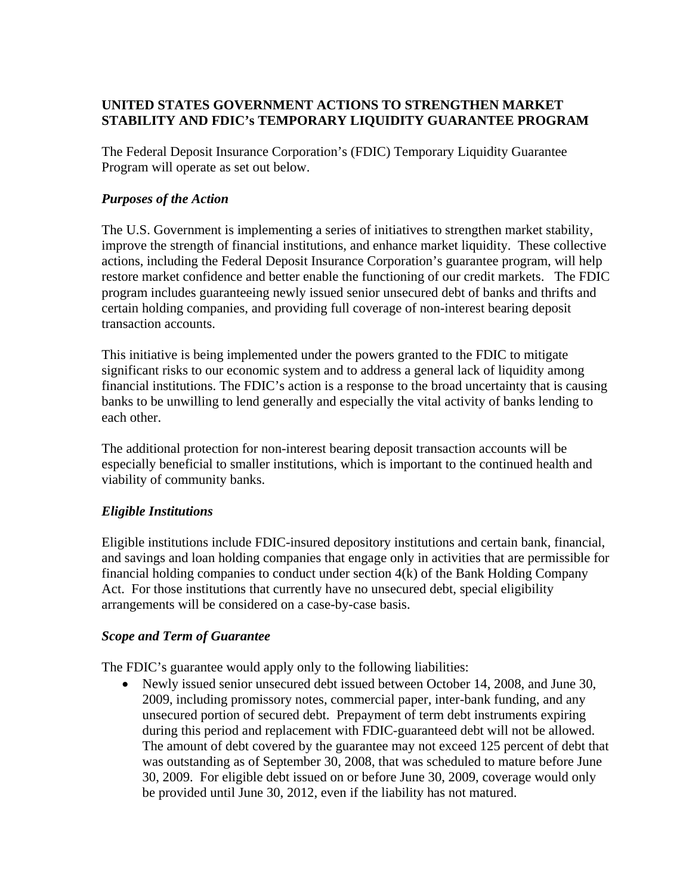**UNITED STATES GOVERNMENT ACTIONS TO STRENGTHEN MARKET STABILITY AND FDIC's TEMPORARY LIQUIDITY GUARANTEE PROGRAM**

The Federal Deposit Insurance Corporation's (FDIC) Temporary Liquidity Guarantee Program will operate as set out below.

***Purposes of the Action***

The U.S. Government is implementing a series of initiatives to strengthen market stability, improve the strength of financial institutions, and enhance market liquidity. These collective actions, including the Federal Deposit Insurance Corporation's guarantee program, will help restore market confidence and better enable the functioning of our credit markets. The FDIC program includes guaranteeing newly issued senior unsecured debt of banks and thrifts and certain holding companies, and providing full coverage of non-interest bearing deposit transaction accounts.

This initiative is being implemented under the powers granted to the FDIC to mitigate significant risks to our economic system and to address a general lack of liquidity among financial institutions. The FDIC's action is a response to the broad uncertainty that is causing banks to be unwilling to lend generally and especially the vital activity of banks lending to each other.

The additional protection for non-interest bearing deposit transaction accounts will be especially beneficial to smaller institutions, which is important to the continued health and viability of community banks.

***Eligible Institutions***

Eligible institutions include FDIC-insured depository institutions and certain bank, financial, and savings and loan holding companies that engage only in activities that are permissible for financial holding companies to conduct under section 4(k) of the Bank Holding Company Act. For those institutions that currently have no unsecured debt, special eligibility arrangements will be considered on a case-by-case basis.

***Scope and Term of Guarantee***

The FDIC's guarantee would apply only to the following liabilities:

- Newly issued senior unsecured debt issued between October 14, 2008, and June 30, 2009, including promissory notes, commercial paper, inter-bank funding, and any unsecured portion of secured debt. Prepayment of term debt instruments expiring during this period and replacement with FDIC-guaranteed debt will not be allowed. The amount of debt covered by the guarantee may not exceed 125 percent of debt that was outstanding as of September 30, 2008, that was scheduled to mature before June 30, 2009. For eligible debt issued on or before June 30, 2009, coverage would only be provided until June 30, 2012, even if the liability has not matured.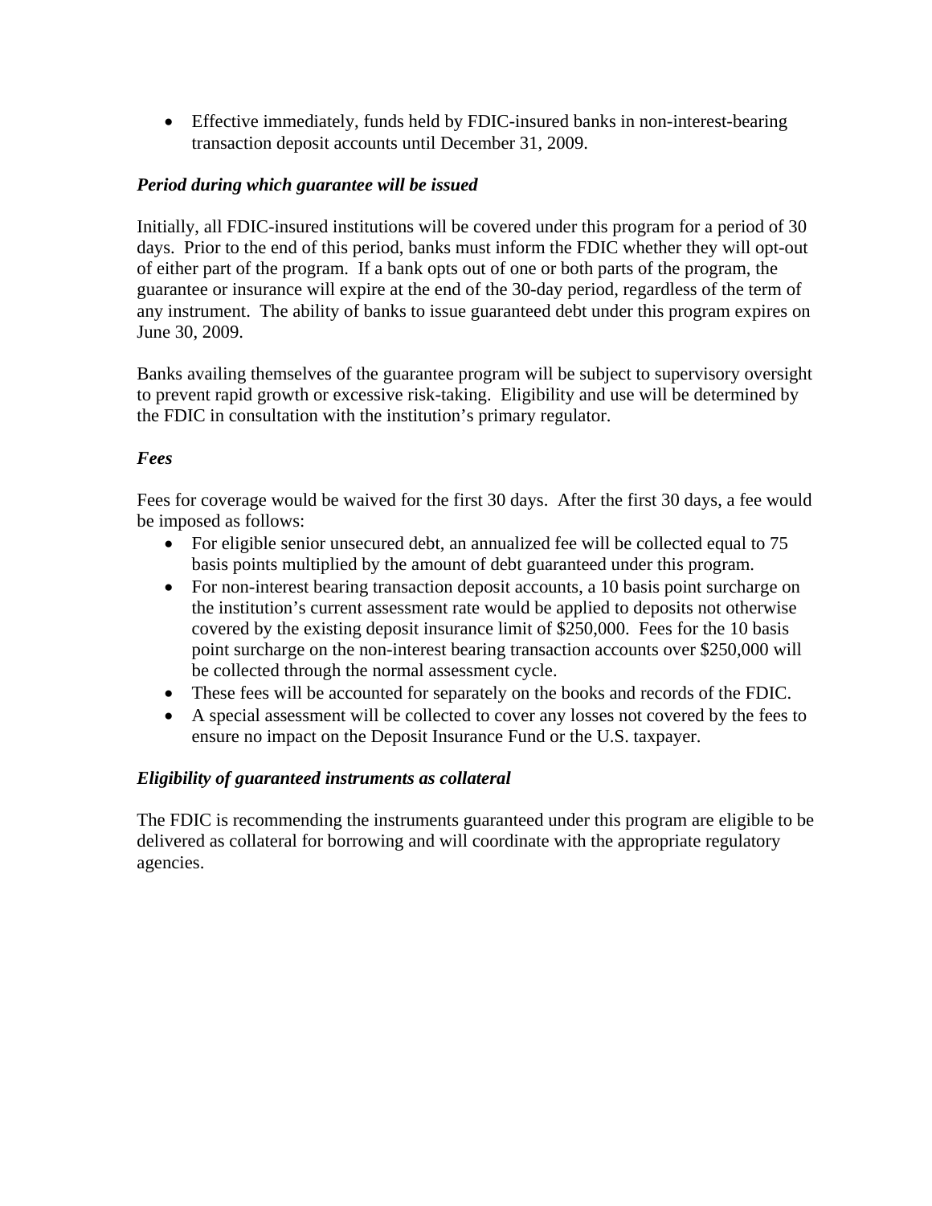- Effective immediately, funds held by FDIC-insured banks in non-interest-bearing transaction deposit accounts until December 31, 2009.

***Period during which guarantee will be issued***

Initially, all FDIC-insured institutions will be covered under this program for a period of 30 days. Prior to the end of this period, banks must inform the FDIC whether they will opt-out of either part of the program. If a bank opts out of one or both parts of the program, the guarantee or insurance will expire at the end of the 30-day period, regardless of the term of any instrument. The ability of banks to issue guaranteed debt under this program expires on June 30, 2009.

Banks availing themselves of the guarantee program will be subject to supervisory oversight to prevent rapid growth or excessive risk-taking. Eligibility and use will be determined by the FDIC in consultation with the institution's primary regulator.

***Fees***

Fees for coverage would be waived for the first 30 days. After the first 30 days, a fee would be imposed as follows:

- For eligible senior unsecured debt, an annualized fee will be collected equal to 75 basis points multiplied by the amount of debt guaranteed under this program.
- For non-interest bearing transaction deposit accounts, a 10 basis point surcharge on the institution's current assessment rate would be applied to deposits not otherwise covered by the existing deposit insurance limit of $250,000. Fees for the 10 basis point surcharge on the non-interest bearing transaction accounts over $250,000 will be collected through the normal assessment cycle.
- These fees will be accounted for separately on the books and records of the FDIC.
- A special assessment will be collected to cover any losses not covered by the fees to ensure no impact on the Deposit Insurance Fund or the U.S. taxpayer.

***Eligibility of guaranteed instruments as collateral***

The FDIC is recommending the instruments guaranteed under this program are eligible to be delivered as collateral for borrowing and will coordinate with the appropriate regulatory agencies.